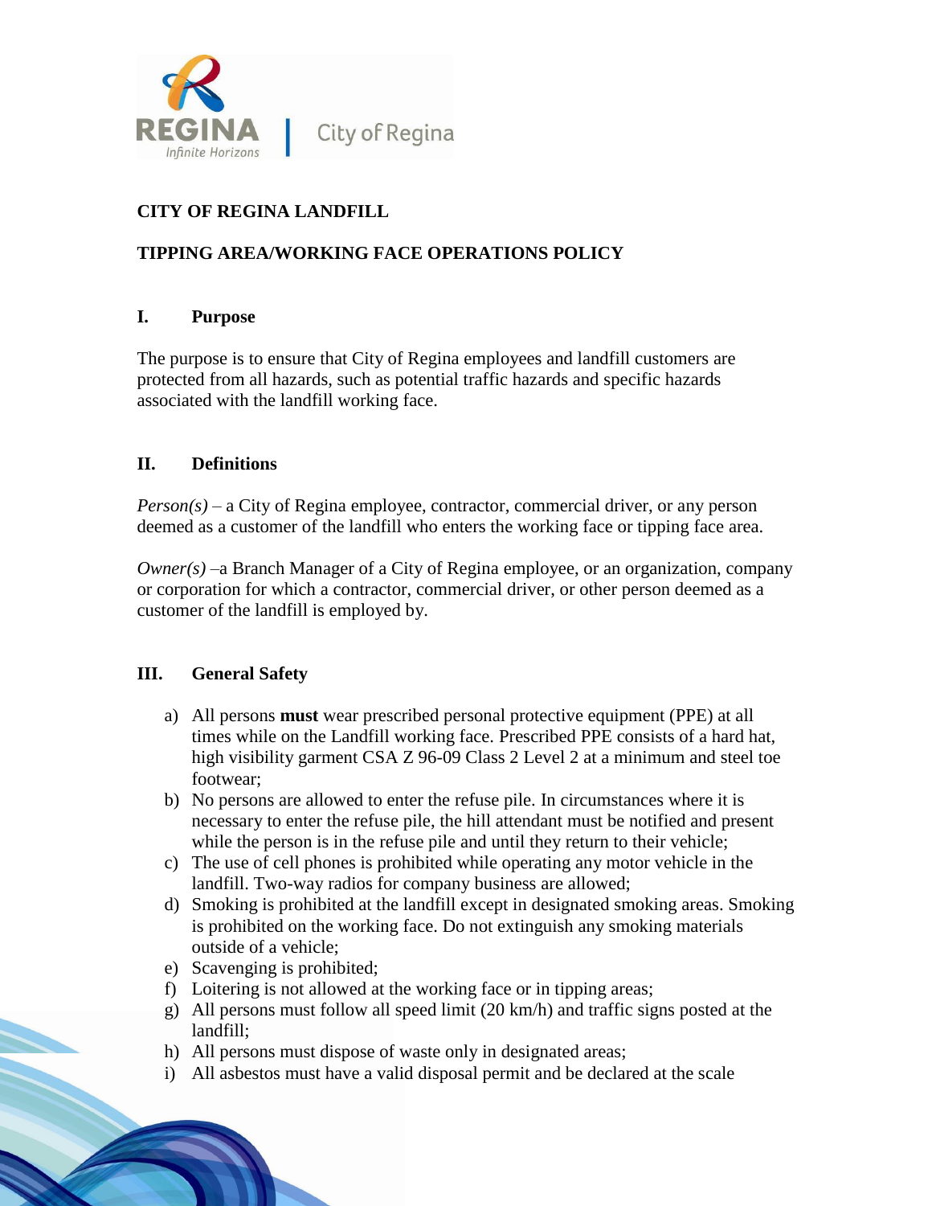# CITY OF REGINA LANDFILL

## TIPPING AREA/WORKING FACE OPERATIONS POLICY

### I. Purpose

The purpose is to ensure that City of Regina employees and landfill customers are protected from all hazards, such as potential traffic hazards and specific hazards associated with the landfill working face.

### II. Definitions

*Person(s)* – a City of Regina employee, contractor, commercial driver, or any person deemed as a customer of the landfill who enters the working face or tipping face area.

*Owner(s)* –a Branch Manager of a City of Regina employee, or an organization, company or corporation for which a contractor, commercial driver, or other person deemed as a customer of the landfill is employed by.

### III. General Safety

a) All persons **must** wear prescribed personal protective equipment (PPE) at all times while on the Landfill working face. Prescribed PPE consists of a hard hat, high visibility garment CSA Z 96-09 Class 2 Level 2 at a minimum and steel toe footwear;

b) No persons are allowed to enter the refuse pile. In circumstances where it is necessary to enter the refuse pile, the hill attendant must be notified and present while the person is in the refuse pile and until they return to their vehicle;

c) The use of cell phones is prohibited while operating any motor vehicle in the landfill. Two-way radios for company business are allowed;

d) Smoking is prohibited at the landfill except in designated smoking areas. Smoking is prohibited on the working face. Do not extinguish any smoking materials outside of a vehicle;

e) Scavenging is prohibited;

f) Loitering is not allowed at the working face or in tipping areas;

g) All persons must follow all speed limit (20 km/h) and traffic signs posted at the landfill;

h) All persons must dispose of waste only in designated areas;

i) All asbestos must have a valid disposal permit and be declared at the scale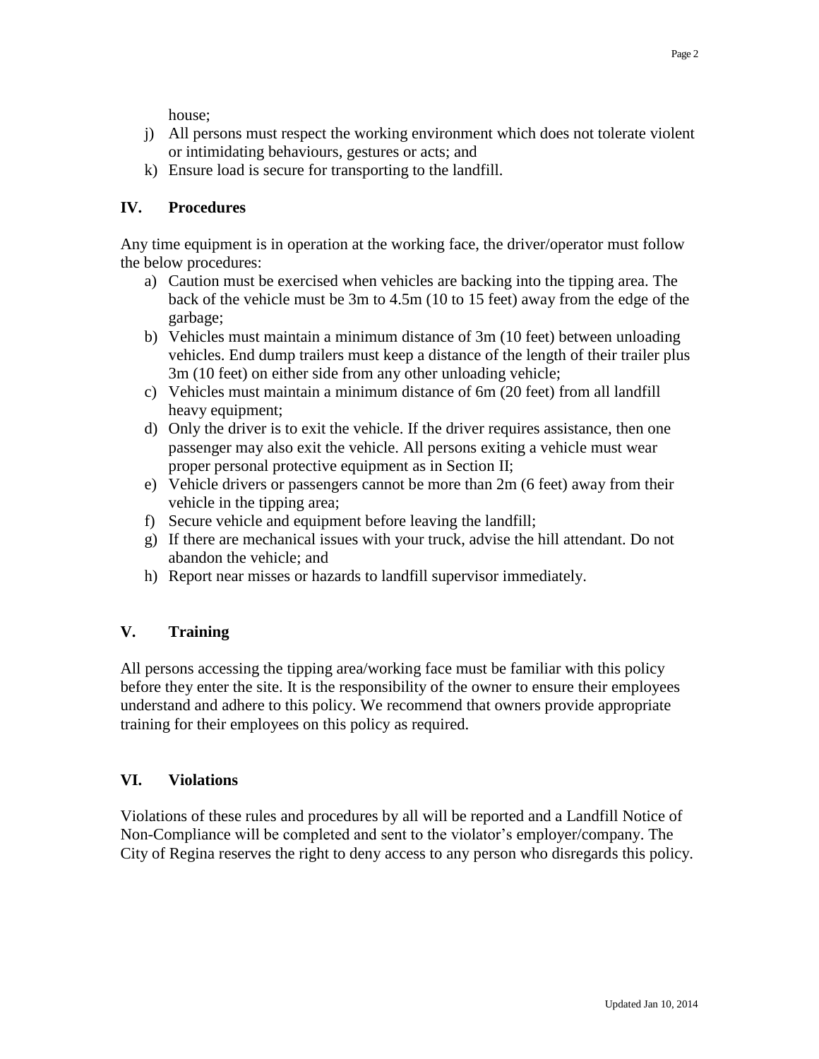house;

j) All persons must respect the working environment which does not tolerate violent or intimidating behaviours, gestures or acts; and
k) Ensure load is secure for transporting to the landfill.

## IV. Procedures

Any time equipment is in operation at the working face, the driver/operator must follow the below procedures:

a) Caution must be exercised when vehicles are backing into the tipping area. The back of the vehicle must be 3m to 4.5m (10 to 15 feet) away from the edge of the garbage;
b) Vehicles must maintain a minimum distance of 3m (10 feet) between unloading vehicles. End dump trailers must keep a distance of the length of their trailer plus 3m (10 feet) on either side from any other unloading vehicle;
c) Vehicles must maintain a minimum distance of 6m (20 feet) from all landfill heavy equipment;
d) Only the driver is to exit the vehicle. If the driver requires assistance, then one passenger may also exit the vehicle. All persons exiting a vehicle must wear proper personal protective equipment as in Section II;
e) Vehicle drivers or passengers cannot be more than 2m (6 feet) away from their vehicle in the tipping area;
f) Secure vehicle and equipment before leaving the landfill;
g) If there are mechanical issues with your truck, advise the hill attendant. Do not abandon the vehicle; and
h) Report near misses or hazards to landfill supervisor immediately.

## V. Training

All persons accessing the tipping area/working face must be familiar with this policy before they enter the site. It is the responsibility of the owner to ensure their employees understand and adhere to this policy. We recommend that owners provide appropriate training for their employees on this policy as required.

## VI. Violations

Violations of these rules and procedures by all will be reported and a Landfill Notice of Non-Compliance will be completed and sent to the violator's employer/company. The City of Regina reserves the right to deny access to any person who disregards this policy.

Updated Jan 10, 2014